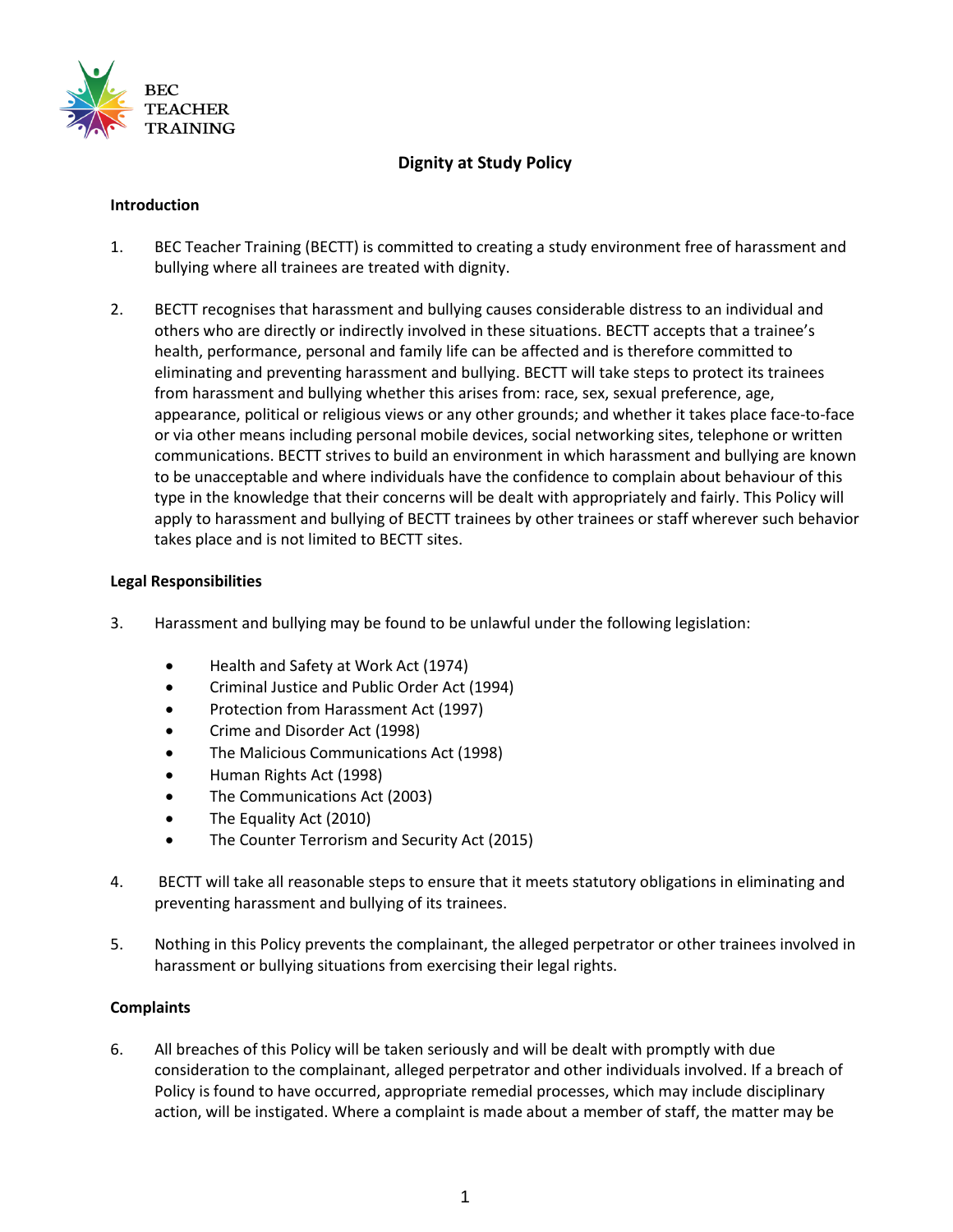BEC TEACHER TRAINING

# Dignity at Study Policy

## Introduction

1. BEC Teacher Training (BECTT) is committed to creating a study environment free of harassment and bullying where all trainees are treated with dignity.

2. BECTT recognises that harassment and bullying causes considerable distress to an individual and others who are directly or indirectly involved in these situations. BECTT accepts that a trainee's health, performance, personal and family life can be affected and is therefore committed to eliminating and preventing harassment and bullying. BECTT will take steps to protect its trainees from harassment and bullying whether this arises from: race, sex, sexual preference, age, appearance, political or religious views or any other grounds; and whether it takes place face-to-face or via other means including personal mobile devices, social networking sites, telephone or written communications. BECTT strives to build an environment in which harassment and bullying are known to be unacceptable and where individuals have the confidence to complain about behaviour of this type in the knowledge that their concerns will be dealt with appropriately and fairly. This Policy will apply to harassment and bullying of BECTT trainees by other trainees or staff wherever such behavior takes place and is not limited to BECTT sites.

## Legal Responsibilities

3. Harassment and bullying may be found to be unlawful under the following legislation:

   - Health and Safety at Work Act (1974)
   - Criminal Justice and Public Order Act (1994)
   - Protection from Harassment Act (1997)
   - Crime and Disorder Act (1998)
   - The Malicious Communications Act (1998)
   - Human Rights Act (1998)
   - The Communications Act (2003)
   - The Equality Act (2010)
   - The Counter Terrorism and Security Act (2015)

4. BECTT will take all reasonable steps to ensure that it meets statutory obligations in eliminating and preventing harassment and bullying of its trainees.

5. Nothing in this Policy prevents the complainant, the alleged perpetrator or other trainees involved in harassment or bullying situations from exercising their legal rights.

## Complaints

6. All breaches of this Policy will be taken seriously and will be dealt with promptly with due consideration to the complainant, alleged perpetrator and other individuals involved. If a breach of Policy is found to have occurred, appropriate remedial processes, which may include disciplinary action, will be instigated. Where a complaint is made about a member of staff, the matter may be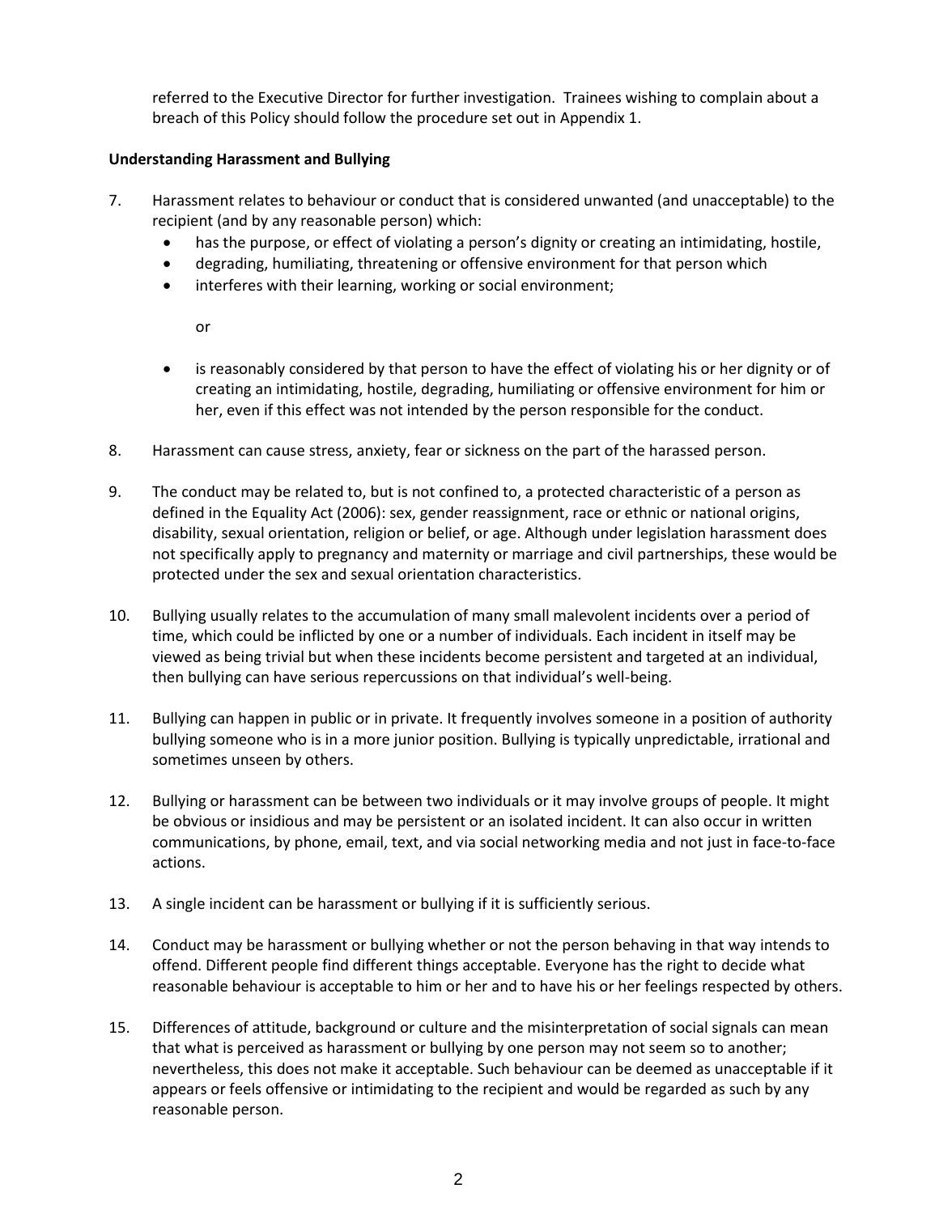referred to the Executive Director for further investigation. Trainees wishing to complain about a breach of this Policy should follow the procedure set out in Appendix 1.

**Understanding Harassment and Bullying**

7. Harassment relates to behaviour or conduct that is considered unwanted (and unacceptable) to the recipient (and by any reasonable person) which:
   - has the purpose, or effect of violating a person's dignity or creating an intimidating, hostile,
   - degrading, humiliating, threatening or offensive environment for that person which
   - interferes with their learning, working or social environment;

   or

   - is reasonably considered by that person to have the effect of violating his or her dignity or of creating an intimidating, hostile, degrading, humiliating or offensive environment for him or her, even if this effect was not intended by the person responsible for the conduct.

8. Harassment can cause stress, anxiety, fear or sickness on the part of the harassed person.

9. The conduct may be related to, but is not confined to, a protected characteristic of a person as defined in the Equality Act (2006): sex, gender reassignment, race or ethnic or national origins, disability, sexual orientation, religion or belief, or age. Although under legislation harassment does not specifically apply to pregnancy and maternity or marriage and civil partnerships, these would be protected under the sex and sexual orientation characteristics.

10. Bullying usually relates to the accumulation of many small malevolent incidents over a period of time, which could be inflicted by one or a number of individuals. Each incident in itself may be viewed as being trivial but when these incidents become persistent and targeted at an individual, then bullying can have serious repercussions on that individual's well-being.

11. Bullying can happen in public or in private. It frequently involves someone in a position of authority bullying someone who is in a more junior position. Bullying is typically unpredictable, irrational and sometimes unseen by others.

12. Bullying or harassment can be between two individuals or it may involve groups of people. It might be obvious or insidious and may be persistent or an isolated incident. It can also occur in written communications, by phone, email, text, and via social networking media and not just in face-to-face actions.

13. A single incident can be harassment or bullying if it is sufficiently serious.

14. Conduct may be harassment or bullying whether or not the person behaving in that way intends to offend. Different people find different things acceptable. Everyone has the right to decide what reasonable behaviour is acceptable to him or her and to have his or her feelings respected by others.

15. Differences of attitude, background or culture and the misinterpretation of social signals can mean that what is perceived as harassment or bullying by one person may not seem so to another; nevertheless, this does not make it acceptable. Such behaviour can be deemed as unacceptable if it appears or feels offensive or intimidating to the recipient and would be regarded as such by any reasonable person.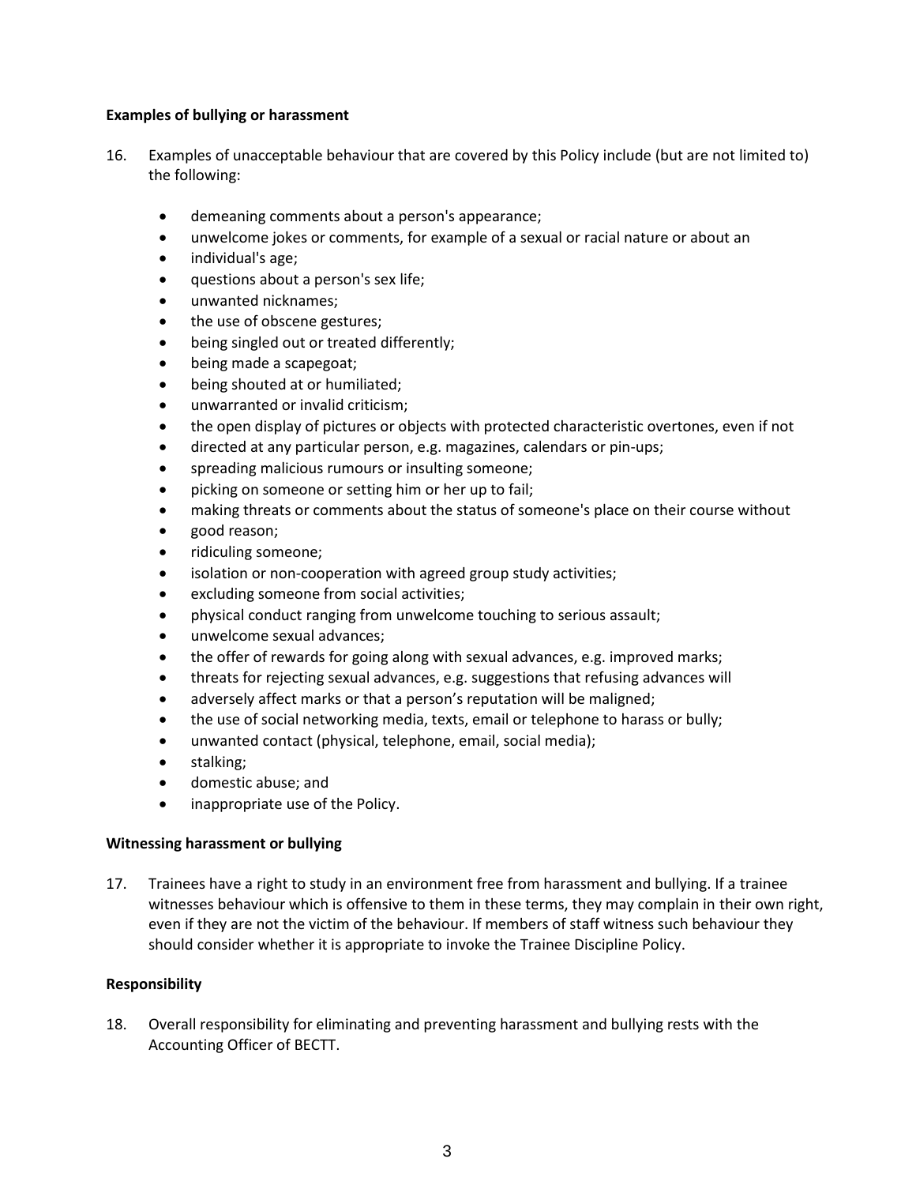**Examples of bullying or harassment**

16. Examples of unacceptable behaviour that are covered by this Policy include (but are not limited to) the following:

    - demeaning comments about a person's appearance;
    - unwelcome jokes or comments, for example of a sexual or racial nature or about an
    - individual's age;
    - questions about a person's sex life;
    - unwanted nicknames;
    - the use of obscene gestures;
    - being singled out or treated differently;
    - being made a scapegoat;
    - being shouted at or humiliated;
    - unwarranted or invalid criticism;
    - the open display of pictures or objects with protected characteristic overtones, even if not
    - directed at any particular person, e.g. magazines, calendars or pin-ups;
    - spreading malicious rumours or insulting someone;
    - picking on someone or setting him or her up to fail;
    - making threats or comments about the status of someone's place on their course without
    - good reason;
    - ridiculing someone;
    - isolation or non-cooperation with agreed group study activities;
    - excluding someone from social activities;
    - physical conduct ranging from unwelcome touching to serious assault;
    - unwelcome sexual advances;
    - the offer of rewards for going along with sexual advances, e.g. improved marks;
    - threats for rejecting sexual advances, e.g. suggestions that refusing advances will
    - adversely affect marks or that a person's reputation will be maligned;
    - the use of social networking media, texts, email or telephone to harass or bully;
    - unwanted contact (physical, telephone, email, social media);
    - stalking;
    - domestic abuse; and
    - inappropriate use of the Policy.

**Witnessing harassment or bullying**

17. Trainees have a right to study in an environment free from harassment and bullying. If a trainee witnesses behaviour which is offensive to them in these terms, they may complain in their own right, even if they are not the victim of the behaviour. If members of staff witness such behaviour they should consider whether it is appropriate to invoke the Trainee Discipline Policy.

**Responsibility**

18. Overall responsibility for eliminating and preventing harassment and bullying rests with the Accounting Officer of BECTT.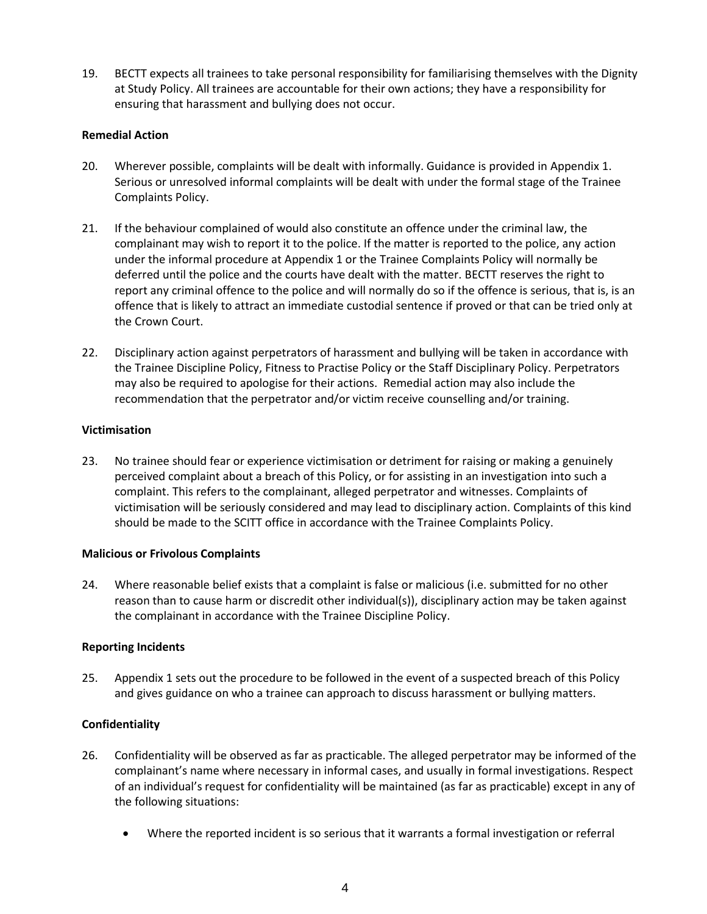19. BECTT expects all trainees to take personal responsibility for familiarising themselves with the Dignity at Study Policy. All trainees are accountable for their own actions; they have a responsibility for ensuring that harassment and bullying does not occur.

**Remedial Action**

20. Wherever possible, complaints will be dealt with informally. Guidance is provided in Appendix 1. Serious or unresolved informal complaints will be dealt with under the formal stage of the Trainee Complaints Policy.

21. If the behaviour complained of would also constitute an offence under the criminal law, the complainant may wish to report it to the police. If the matter is reported to the police, any action under the informal procedure at Appendix 1 or the Trainee Complaints Policy will normally be deferred until the police and the courts have dealt with the matter. BECTT reserves the right to report any criminal offence to the police and will normally do so if the offence is serious, that is, is an offence that is likely to attract an immediate custodial sentence if proved or that can be tried only at the Crown Court.

22. Disciplinary action against perpetrators of harassment and bullying will be taken in accordance with the Trainee Discipline Policy, Fitness to Practise Policy or the Staff Disciplinary Policy. Perpetrators may also be required to apologise for their actions. Remedial action may also include the recommendation that the perpetrator and/or victim receive counselling and/or training.

**Victimisation**

23. No trainee should fear or experience victimisation or detriment for raising or making a genuinely perceived complaint about a breach of this Policy, or for assisting in an investigation into such a complaint. This refers to the complainant, alleged perpetrator and witnesses. Complaints of victimisation will be seriously considered and may lead to disciplinary action. Complaints of this kind should be made to the SCITT office in accordance with the Trainee Complaints Policy.

**Malicious or Frivolous Complaints**

24. Where reasonable belief exists that a complaint is false or malicious (i.e. submitted for no other reason than to cause harm or discredit other individual(s)), disciplinary action may be taken against the complainant in accordance with the Trainee Discipline Policy.

**Reporting Incidents**

25. Appendix 1 sets out the procedure to be followed in the event of a suspected breach of this Policy and gives guidance on who a trainee can approach to discuss harassment or bullying matters.

**Confidentiality**

26. Confidentiality will be observed as far as practicable. The alleged perpetrator may be informed of the complainant's name where necessary in informal cases, and usually in formal investigations. Respect of an individual's request for confidentiality will be maintained (as far as practicable) except in any of the following situations:

    - Where the reported incident is so serious that it warrants a formal investigation or referral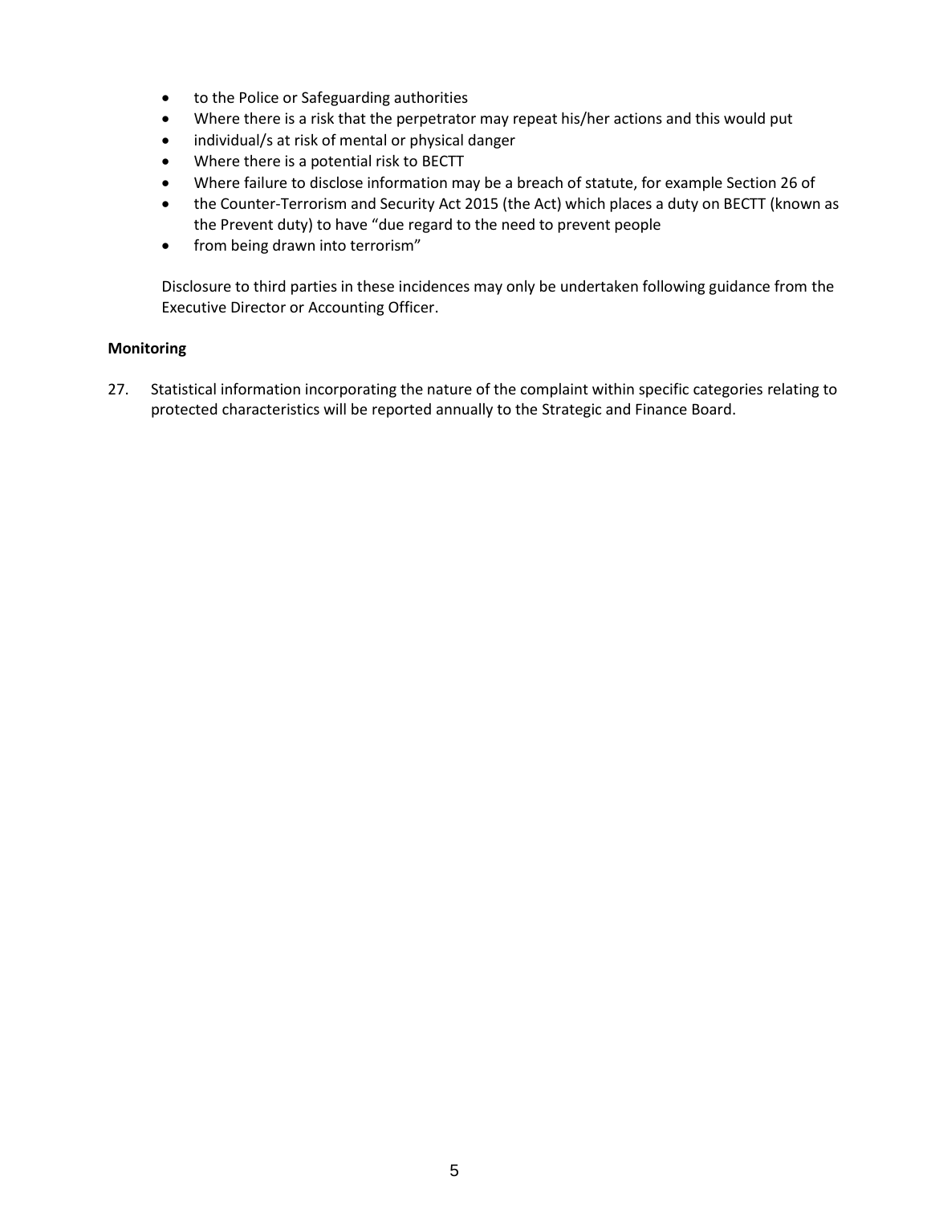- to the Police or Safeguarding authorities
- Where there is a risk that the perpetrator may repeat his/her actions and this would put
- individual/s at risk of mental or physical danger
- Where there is a potential risk to BECTT
- Where failure to disclose information may be a breach of statute, for example Section 26 of
- the Counter-Terrorism and Security Act 2015 (the Act) which places a duty on BECTT (known as the Prevent duty) to have "due regard to the need to prevent people
- from being drawn into terrorism"

Disclosure to third parties in these incidences may only be undertaken following guidance from the Executive Director or Accounting Officer.

**Monitoring**

27. Statistical information incorporating the nature of the complaint within specific categories relating to protected characteristics will be reported annually to the Strategic and Finance Board.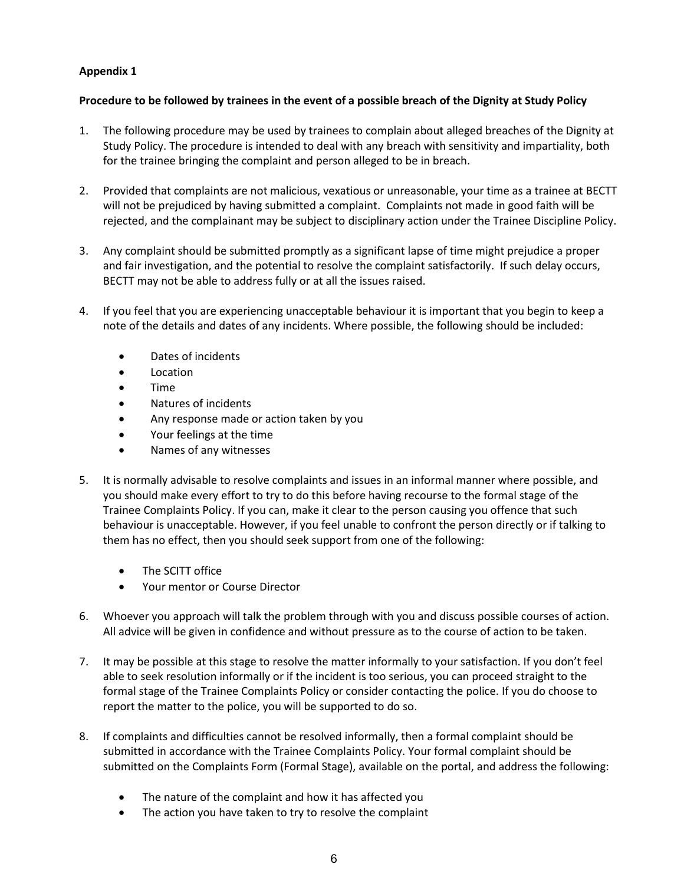**Appendix 1**

**Procedure to be followed by trainees in the event of a possible breach of the Dignity at Study Policy**

1. The following procedure may be used by trainees to complain about alleged breaches of the Dignity at Study Policy. The procedure is intended to deal with any breach with sensitivity and impartiality, both for the trainee bringing the complaint and person alleged to be in breach.

2. Provided that complaints are not malicious, vexatious or unreasonable, your time as a trainee at BECTT will not be prejudiced by having submitted a complaint. Complaints not made in good faith will be rejected, and the complainant may be subject to disciplinary action under the Trainee Discipline Policy.

3. Any complaint should be submitted promptly as a significant lapse of time might prejudice a proper and fair investigation, and the potential to resolve the complaint satisfactorily. If such delay occurs, BECTT may not be able to address fully or at all the issues raised.

4. If you feel that you are experiencing unacceptable behaviour it is important that you begin to keep a note of the details and dates of any incidents. Where possible, the following should be included:

   - Dates of incidents
   - Location
   - Time
   - Natures of incidents
   - Any response made or action taken by you
   - Your feelings at the time
   - Names of any witnesses

5. It is normally advisable to resolve complaints and issues in an informal manner where possible, and you should make every effort to try to do this before having recourse to the formal stage of the Trainee Complaints Policy. If you can, make it clear to the person causing you offence that such behaviour is unacceptable. However, if you feel unable to confront the person directly or if talking to them has no effect, then you should seek support from one of the following:

   - The SCITT office
   - Your mentor or Course Director

6. Whoever you approach will talk the problem through with you and discuss possible courses of action. All advice will be given in confidence and without pressure as to the course of action to be taken.

7. It may be possible at this stage to resolve the matter informally to your satisfaction. If you don't feel able to seek resolution informally or if the incident is too serious, you can proceed straight to the formal stage of the Trainee Complaints Policy or consider contacting the police. If you do choose to report the matter to the police, you will be supported to do so.

8. If complaints and difficulties cannot be resolved informally, then a formal complaint should be submitted in accordance with the Trainee Complaints Policy. Your formal complaint should be submitted on the Complaints Form (Formal Stage), available on the portal, and address the following:

   - The nature of the complaint and how it has affected you
   - The action you have taken to try to resolve the complaint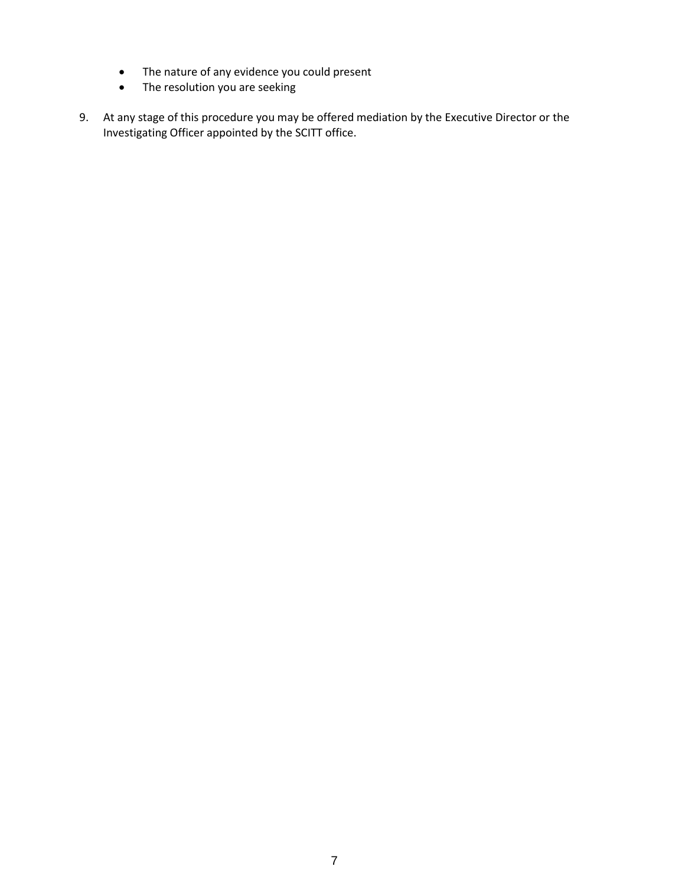- The nature of any evidence you could present
- The resolution you are seeking

9. At any stage of this procedure you may be offered mediation by the Executive Director or the Investigating Officer appointed by the SCITT office.